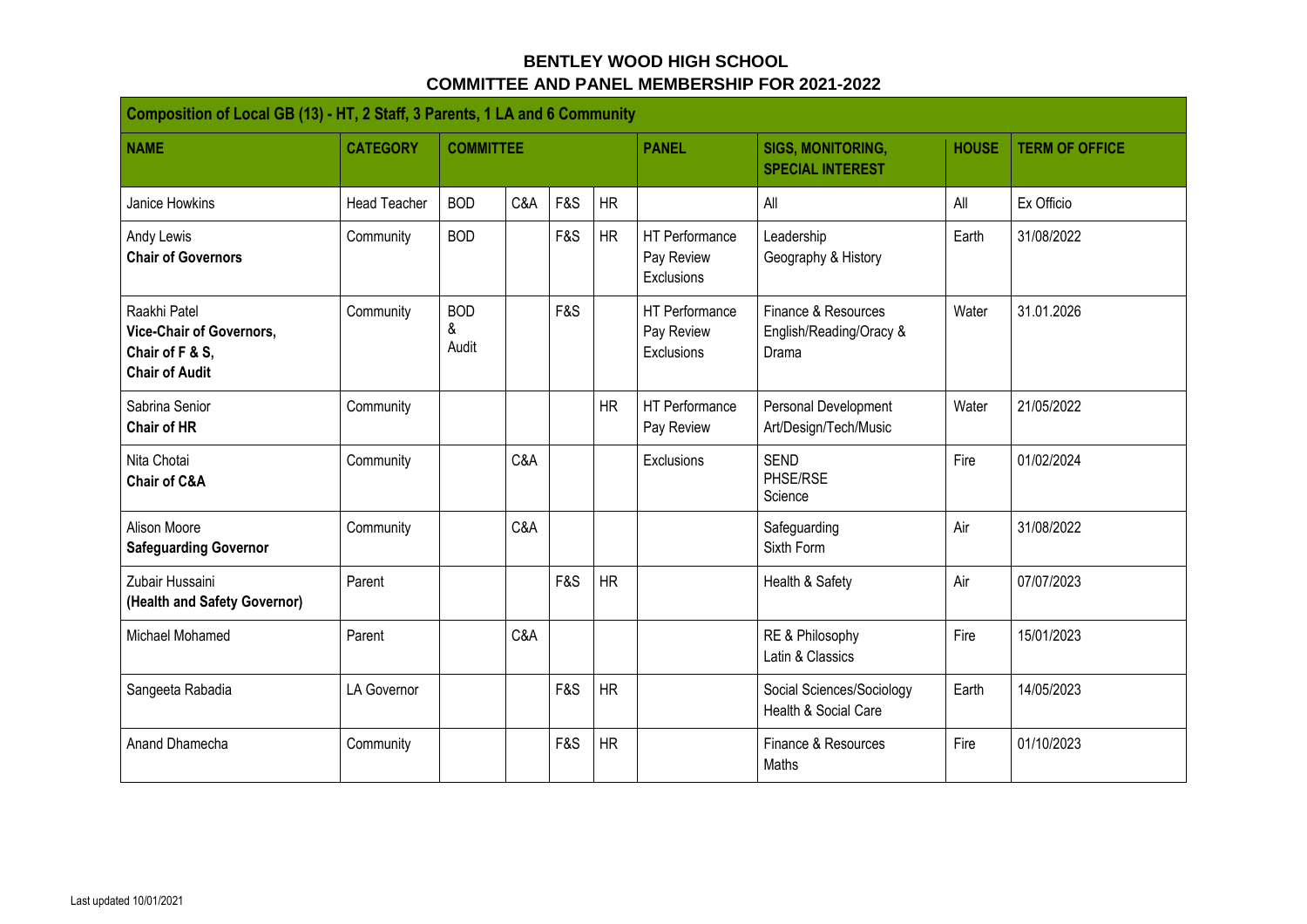# BENTLEY WOOD HIGH SCHOOL

## COMMITTEE AND PANEL MEMBERSHIP FOR 2021-2022

| Composition of Local GB (13) - HT, 2 Staff, 3 Parents, 1 LA and 6 Community | | | | | | | | | |
|---|---|---|---|---|---|---|---|---|---|
| **NAME** | **CATEGORY** | **COMMITTEE** | | | | **PANEL** | **SIGS, MONITORING, SPECIAL INTEREST** | **HOUSE** | **TERM OF OFFICE** |
| Janice Howkins | Head Teacher | BOD | C&A | F&S | HR | | All | All | Ex Officio |
| Andy Lewis<br>**Chair of Governors** | Community | BOD | | F&S | HR | HT Performance<br>Pay Review<br>Exclusions | Leadership<br>Geography & History | Earth | 31/08/2022 |
| Raakhi Patel<br>**Vice-Chair of Governors,**<br>**Chair of F & S,**<br>**Chair of Audit** | Community | BOD<br>&<br>Audit | | F&S | | HT Performance<br>Pay Review<br>Exclusions | Finance & Resources<br>English/Reading/Oracy & Drama | Water | 31.01.2026 |
| Sabrina Senior<br>**Chair of HR** | Community | | | | HR | HT Performance<br>Pay Review | Personal Development<br>Art/Design/Tech/Music | Water | 21/05/2022 |
| Nita Chotai<br>**Chair of C&A** | Community | | C&A | | | Exclusions | SEND<br>PHSE/RSE<br>Science | Fire | 01/02/2024 |
| Alison Moore<br>**Safeguarding Governor** | Community | | C&A | | | | Safeguarding<br>Sixth Form | Air | 31/08/2022 |
| Zubair Hussaini<br>**(Health and Safety Governor)** | Parent | | | F&S | HR | | Health & Safety | Air | 07/07/2023 |
| Michael Mohamed | Parent | | C&A | | | | RE & Philosophy<br>Latin & Classics | Fire | 15/01/2023 |
| Sangeeta Rabadia | LA Governor | | | F&S | HR | | Social Sciences/Sociology<br>Health & Social Care | Earth | 14/05/2023 |
| Anand Dhamecha | Community | | | F&S | HR | | Finance & Resources<br>Maths | Fire | 01/10/2023 |

Last updated 10/01/2021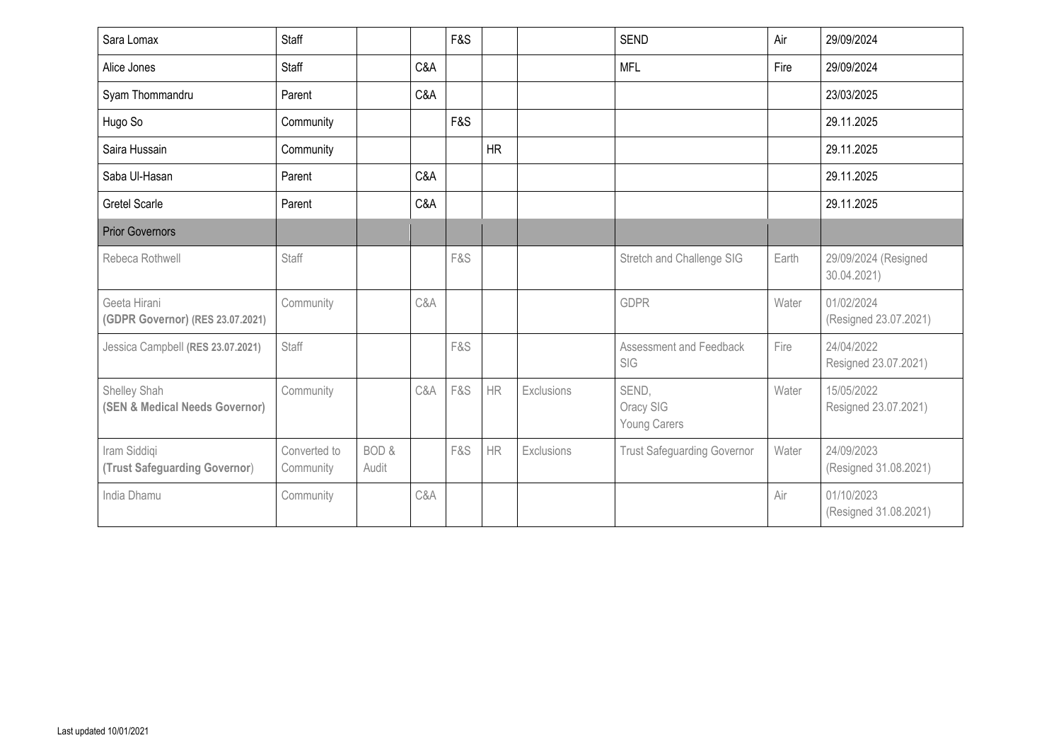| | | | | | | | | | |
|---|---|---|---|---|---|---|---|---|---|
| Sara Lomax | Staff | | | F&S | | | SEND | Air | 29/09/2024 |
| Alice Jones | Staff | | C&A | | | | MFL | Fire | 29/09/2024 |
| Syam Thommandru | Parent | | C&A | | | | | | 23/03/2025 |
| Hugo So | Community | | | F&S | | | | | 29.11.2025 |
| Saira Hussain | Community | | | | HR | | | | 29.11.2025 |
| Saba Ul-Hasan | Parent | | C&A | | | | | | 29.11.2025 |
| Gretel Scarle | Parent | | C&A | | | | | | 29.11.2025 |
| Prior Governors | | | | | | | | | |
| Rebeca Rothwell | Staff | | | F&S | | | Stretch and Challenge SIG | Earth | 29/09/2024 (Resigned 30.04.2021) |
| Geeta Hirani **(GDPR Governor) (RES 23.07.2021)** | Community | | C&A | | | | GDPR | Water | 01/02/2024 (Resigned 23.07.2021) |
| Jessica Campbell **(RES 23.07.2021)** | Staff | | | F&S | | | Assessment and Feedback SIG | Fire | 24/04/2022 Resigned 23.07.2021) |
| Shelley Shah **(SEN & Medical Needs Governor)** | Community | | C&A | F&S | HR | Exclusions | SEND, Oracy SIG Young Carers | Water | 15/05/2022 Resigned 23.07.2021) |
| Iram Siddiqi **(Trust Safeguarding Governor**) | Converted to Community | BOD & Audit | | F&S | HR | Exclusions | Trust Safeguarding Governor | Water | 24/09/2023 (Resigned 31.08.2021) |
| India Dhamu | Community | | C&A | | | | | Air | 01/10/2023 (Resigned 31.08.2021) |

Last updated 10/01/2021